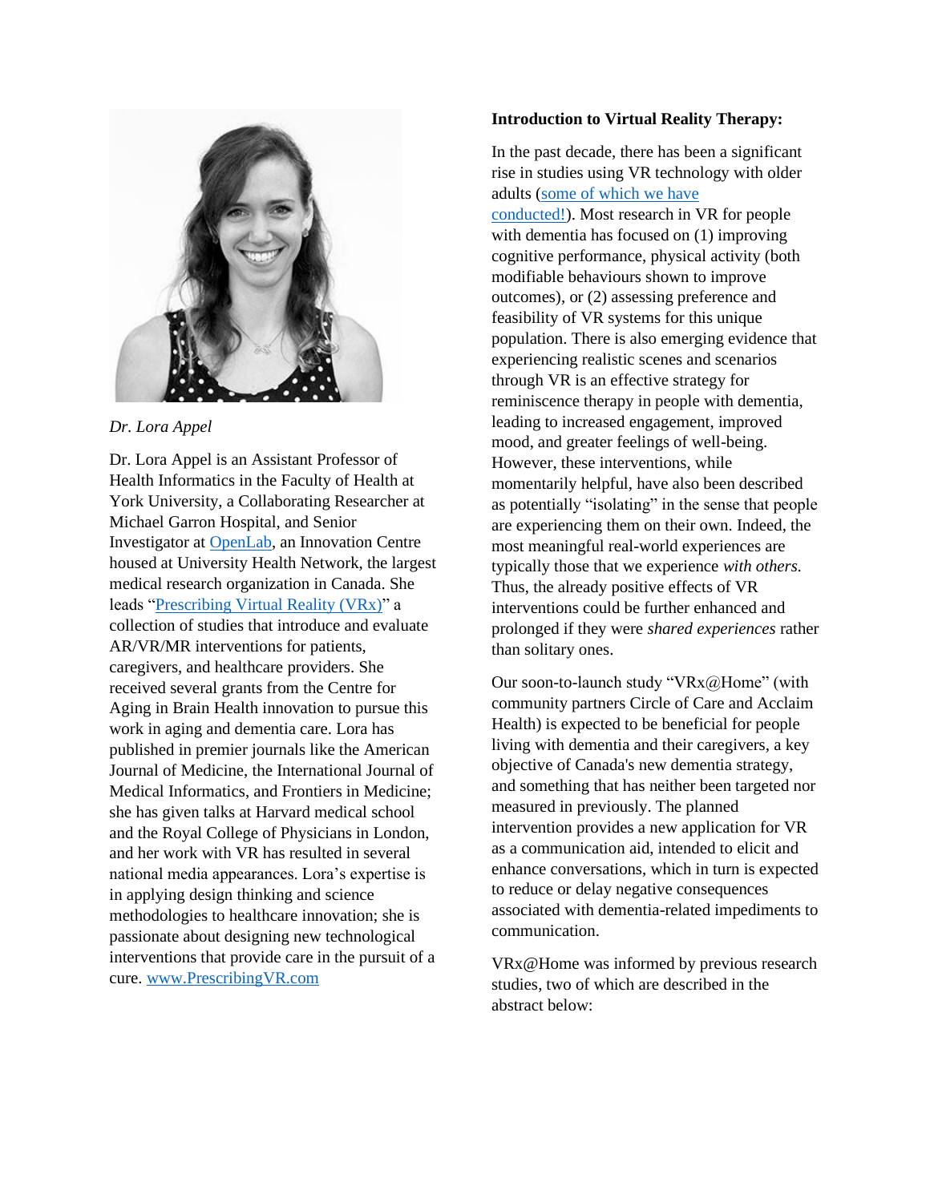*Dr. Lora Appel*

Dr. Lora Appel is an Assistant Professor of Health Informatics in the Faculty of Health at York University, a Collaborating Researcher at Michael Garron Hospital, and Senior Investigator at OpenLab, an Innovation Centre housed at University Health Network, the largest medical research organization in Canada. She leads "Prescribing Virtual Reality (VRx)" a collection of studies that introduce and evaluate AR/VR/MR interventions for patients, caregivers, and healthcare providers. She received several grants from the Centre for Aging in Brain Health innovation to pursue this work in aging and dementia care. Lora has published in premier journals like the American Journal of Medicine, the International Journal of Medical Informatics, and Frontiers in Medicine; she has given talks at Harvard medical school and the Royal College of Physicians in London, and her work with VR has resulted in several national media appearances. Lora's expertise is in applying design thinking and science methodologies to healthcare innovation; she is passionate about designing new technological interventions that provide care in the pursuit of a cure. www.PrescribingVR.com

**Introduction to Virtual Reality Therapy:**

In the past decade, there has been a significant rise in studies using VR technology with older adults (some of which we have conducted!). Most research in VR for people with dementia has focused on (1) improving cognitive performance, physical activity (both modifiable behaviours shown to improve outcomes), or (2) assessing preference and feasibility of VR systems for this unique population. There is also emerging evidence that experiencing realistic scenes and scenarios through VR is an effective strategy for reminiscence therapy in people with dementia, leading to increased engagement, improved mood, and greater feelings of well-being. However, these interventions, while momentarily helpful, have also been described as potentially "isolating" in the sense that people are experiencing them on their own. Indeed, the most meaningful real-world experiences are typically those that we experience *with others.* Thus, the already positive effects of VR interventions could be further enhanced and prolonged if they were *shared experiences* rather than solitary ones.

Our soon-to-launch study "VRx@Home" (with community partners Circle of Care and Acclaim Health) is expected to be beneficial for people living with dementia and their caregivers, a key objective of Canada's new dementia strategy, and something that has neither been targeted nor measured in previously. The planned intervention provides a new application for VR as a communication aid, intended to elicit and enhance conversations, which in turn is expected to reduce or delay negative consequences associated with dementia-related impediments to communication.

VRx@Home was informed by previous research studies, two of which are described in the abstract below: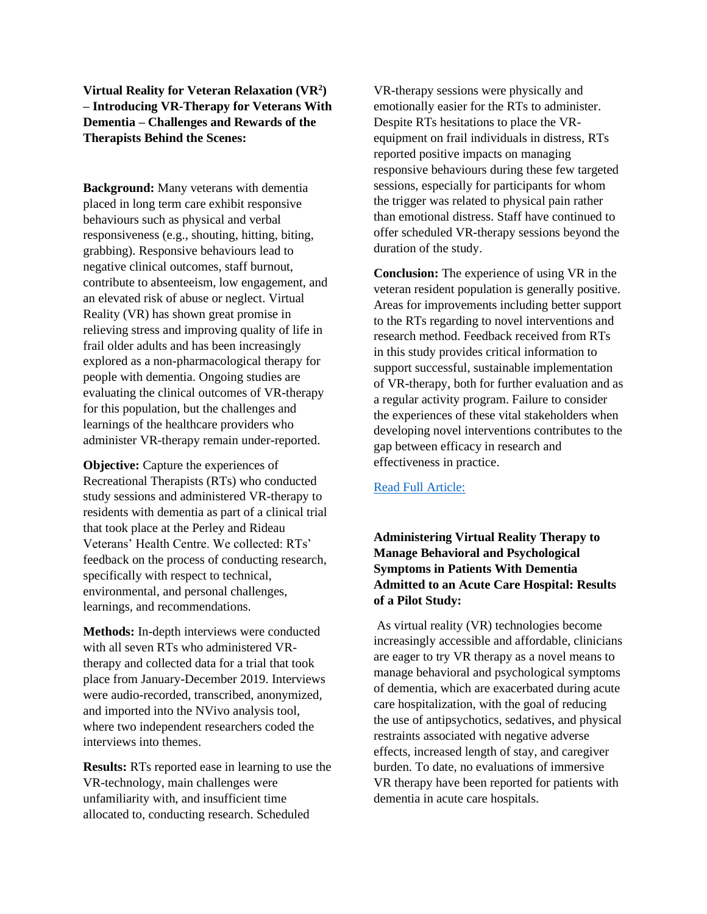**Virtual Reality for Veteran Relaxation (VR²) – Introducing VR-Therapy for Veterans With Dementia – Challenges and Rewards of the Therapists Behind the Scenes:**

**Background:** Many veterans with dementia placed in long term care exhibit responsive behaviours such as physical and verbal responsiveness (e.g., shouting, hitting, biting, grabbing). Responsive behaviours lead to negative clinical outcomes, staff burnout, contribute to absenteeism, low engagement, and an elevated risk of abuse or neglect. Virtual Reality (VR) has shown great promise in relieving stress and improving quality of life in frail older adults and has been increasingly explored as a non-pharmacological therapy for people with dementia. Ongoing studies are evaluating the clinical outcomes of VR-therapy for this population, but the challenges and learnings of the healthcare providers who administer VR-therapy remain under-reported.

**Objective:** Capture the experiences of Recreational Therapists (RTs) who conducted study sessions and administered VR-therapy to residents with dementia as part of a clinical trial that took place at the Perley and Rideau Veterans' Health Centre. We collected: RTs' feedback on the process of conducting research, specifically with respect to technical, environmental, and personal challenges, learnings, and recommendations.

**Methods:** In-depth interviews were conducted with all seven RTs who administered VR-therapy and collected data for a trial that took place from January-December 2019. Interviews were audio-recorded, transcribed, anonymized, and imported into the NVivo analysis tool, where two independent researchers coded the interviews into themes.

**Results:** RTs reported ease in learning to use the VR-technology, main challenges were unfamiliarity with, and insufficient time allocated to, conducting research. Scheduled VR-therapy sessions were physically and emotionally easier for the RTs to administer. Despite RTs hesitations to place the VR-equipment on frail individuals in distress, RTs reported positive impacts on managing responsive behaviours during these few targeted sessions, especially for participants for whom the trigger was related to physical pain rather than emotional distress. Staff have continued to offer scheduled VR-therapy sessions beyond the duration of the study.

**Conclusion:** The experience of using VR in the veteran resident population is generally positive. Areas for improvements including better support to the RTs regarding to novel interventions and research method. Feedback received from RTs in this study provides critical information to support successful, sustainable implementation of VR-therapy, both for further evaluation and as a regular activity program. Failure to consider the experiences of these vital stakeholders when developing novel interventions contributes to the gap between efficacy in research and effectiveness in practice.

Read Full Article:

**Administering Virtual Reality Therapy to Manage Behavioral and Psychological Symptoms in Patients With Dementia Admitted to an Acute Care Hospital: Results of a Pilot Study:**

As virtual reality (VR) technologies become increasingly accessible and affordable, clinicians are eager to try VR therapy as a novel means to manage behavioral and psychological symptoms of dementia, which are exacerbated during acute care hospitalization, with the goal of reducing the use of antipsychotics, sedatives, and physical restraints associated with negative adverse effects, increased length of stay, and caregiver burden. To date, no evaluations of immersive VR therapy have been reported for patients with dementia in acute care hospitals.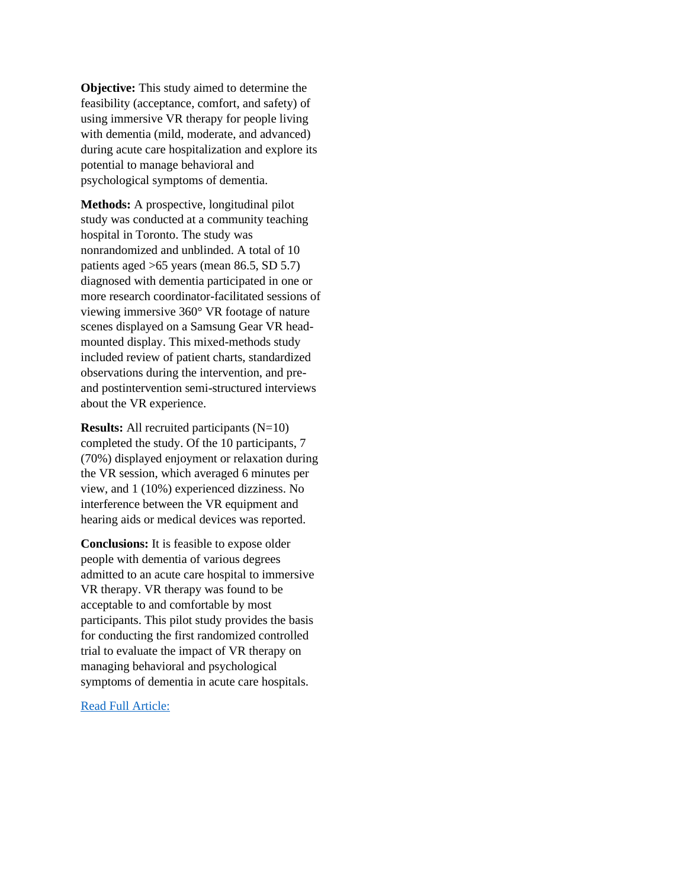**Objective:** This study aimed to determine the feasibility (acceptance, comfort, and safety) of using immersive VR therapy for people living with dementia (mild, moderate, and advanced) during acute care hospitalization and explore its potential to manage behavioral and psychological symptoms of dementia.

**Methods:** A prospective, longitudinal pilot study was conducted at a community teaching hospital in Toronto. The study was nonrandomized and unblinded. A total of 10 patients aged >65 years (mean 86.5, SD 5.7) diagnosed with dementia participated in one or more research coordinator-facilitated sessions of viewing immersive 360° VR footage of nature scenes displayed on a Samsung Gear VR head-mounted display. This mixed-methods study included review of patient charts, standardized observations during the intervention, and pre- and postintervention semi-structured interviews about the VR experience.

**Results:** All recruited participants (N=10) completed the study. Of the 10 participants, 7 (70%) displayed enjoyment or relaxation during the VR session, which averaged 6 minutes per view, and 1 (10%) experienced dizziness. No interference between the VR equipment and hearing aids or medical devices was reported.

**Conclusions:** It is feasible to expose older people with dementia of various degrees admitted to an acute care hospital to immersive VR therapy. VR therapy was found to be acceptable to and comfortable by most participants. This pilot study provides the basis for conducting the first randomized controlled trial to evaluate the impact of VR therapy on managing behavioral and psychological symptoms of dementia in acute care hospitals.

Read Full Article: